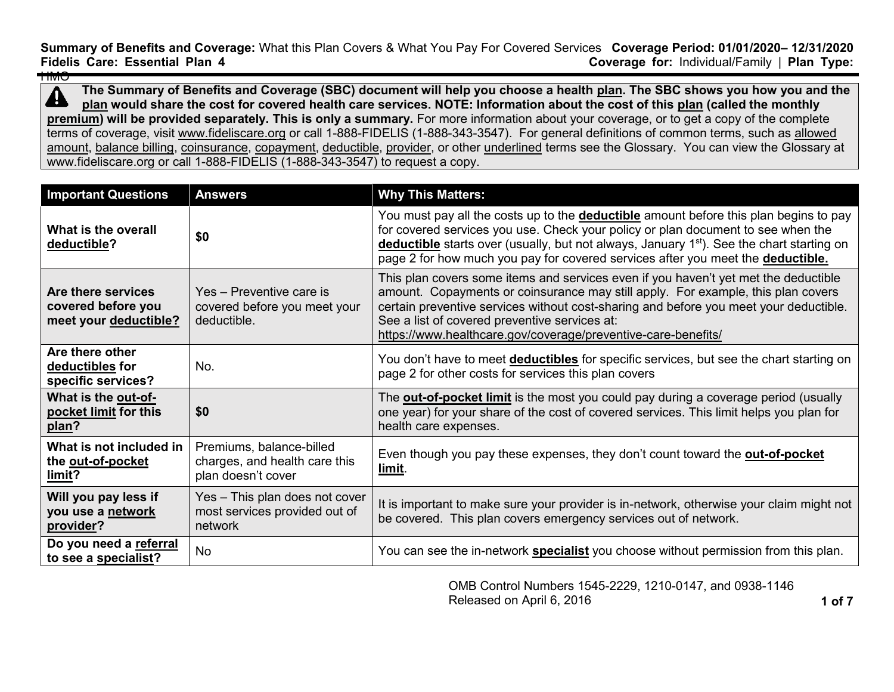**Summary of Benefits and Coverage:** What this Plan Covers & What You Pay For Covered Services **Coverage Period: 01/01/2020– 12/31/2020**

**Fidelis Care: Essential Plan 4** **Coverage for:** Individual/Family | **Plan Type:** HMO

**The Summary of Benefits and Coverage (SBC) document will help you choose a health plan. The SBC shows you how you and the plan would share the cost for covered health care services. NOTE: Information about the cost of this plan (called the monthly premium) will be provided separately. This is only a summary.** For more information about your coverage, or to get a copy of the complete terms of coverage, visit www.fideliscare.org or call 1-888-FIDELIS (1-888-343-3547). For general definitions of common terms, such as allowed amount, balance billing, coinsurance, copayment, deductible, provider, or other underlined terms see the Glossary. You can view the Glossary at www.fideliscare.org or call 1-888-FIDELIS (1-888-343-3547) to request a copy.

| Important Questions | Answers | Why This Matters: |
|---|---|---|
| **What is the overall deductible?** | **$0** | You must pay all the costs up to the **deductible** amount before this plan begins to pay for covered services you use. Check your policy or plan document to see when the **deductible** starts over (usually, but not always, January 1st). See the chart starting on page 2 for how much you pay for covered services after you meet the **deductible.** |
| **Are there services covered before you meet your deductible?** | Yes – Preventive care is covered before you meet your deductible. | This plan covers some items and services even if you haven't yet met the deductible amount. Copayments or coinsurance may still apply. For example, this plan covers certain preventive services without cost-sharing and before you meet your deductible. See a list of covered preventive services at: https://www.healthcare.gov/coverage/preventive-care-benefits/ |
| **Are there other deductibles for specific services?** | No. | You don't have to meet **deductibles** for specific services, but see the chart starting on page 2 for other costs for services this plan covers |
| **What is the out-of-pocket limit for this plan?** | **$0** | The **out-of-pocket limit** is the most you could pay during a coverage period (usually one year) for your share of the cost of covered services. This limit helps you plan for health care expenses. |
| **What is not included in the out-of-pocket limit?** | Premiums, balance-billed charges, and health care this plan doesn't cover | Even though you pay these expenses, they don't count toward the **out-of-pocket limit**. |
| **Will you pay less if you use a network provider?** | Yes – This plan does not cover most services provided out of network | It is important to make sure your provider is in-network, otherwise your claim might not be covered. This plan covers emergency services out of network. |
| **Do you need a referral to see a specialist?** | No | You can see the in-network **specialist** you choose without permission from this plan. |

OMB Control Numbers 1545-2229, 1210-0147, and 0938-1146
Released on April 6, 2016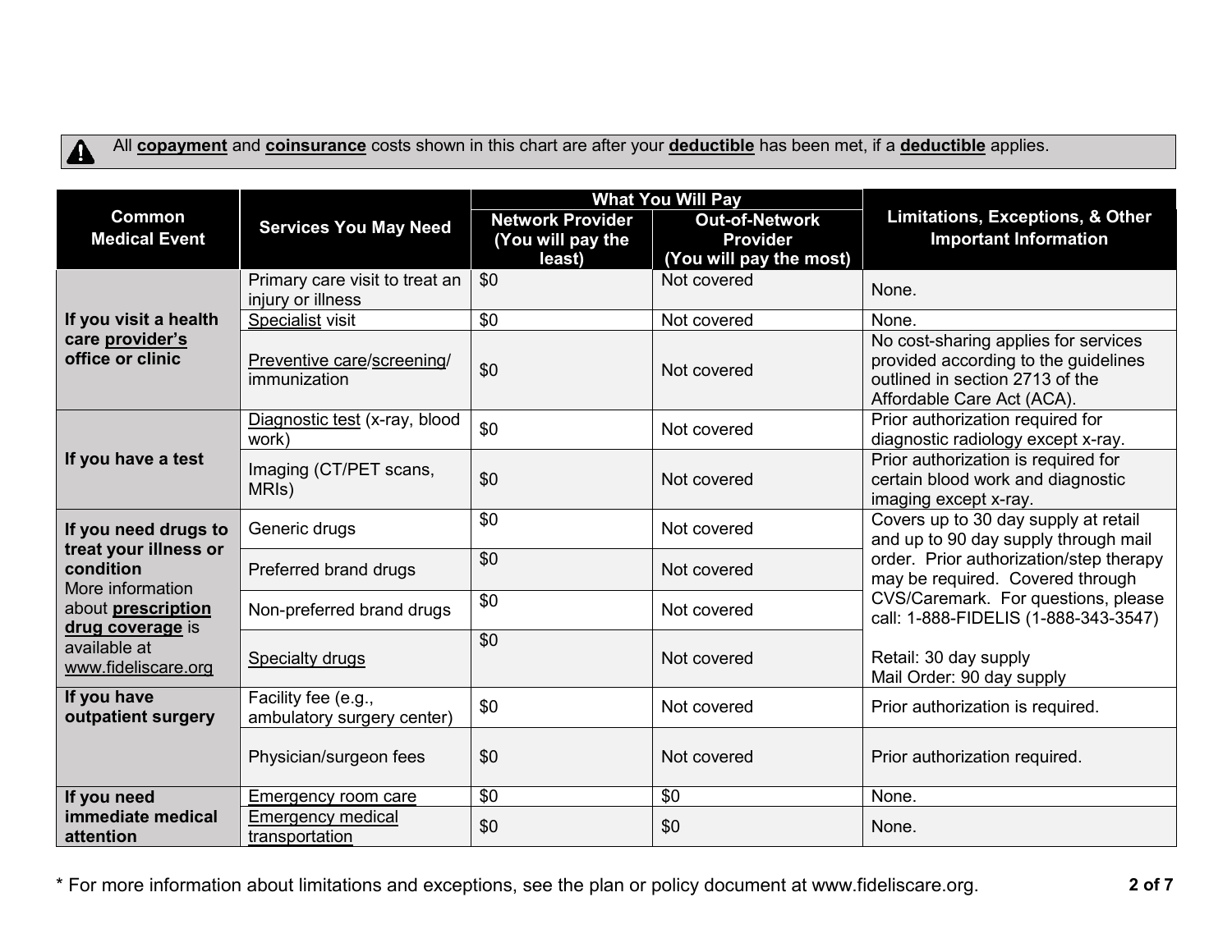All **copayment** and **coinsurance** costs shown in this chart are after your **deductible** has been met, if a **deductible** applies.

| Common Medical Event | Services You May Need | What You Will Pay | | Limitations, Exceptions, & Other Important Information |
|---|---|---|---|---|
| | | Network Provider (You will pay the least) | Out-of-Network Provider (You will pay the most) | |
| If you visit a health care provider's office or clinic | Primary care visit to treat an injury or illness | $0 | Not covered | None. |
| | Specialist visit | $0 | Not covered | None. |
| | Preventive care/screening/ immunization | $0 | Not covered | No cost-sharing applies for services provided according to the guidelines outlined in section 2713 of the Affordable Care Act (ACA). |
| If you have a test | Diagnostic test (x-ray, blood work) | $0 | Not covered | Prior authorization required for diagnostic radiology except x-ray. |
| | Imaging (CT/PET scans, MRIs) | $0 | Not covered | Prior authorization is required for certain blood work and diagnostic imaging except x-ray. |
| If you need drugs to treat your illness or condition More information about **prescription drug coverage** is available at www.fideliscare.org | Generic drugs | $0 | Not covered | Covers up to 30 day supply at retail and up to 90 day supply through mail order. Prior authorization/step therapy may be required. Covered through CVS/Caremark. For questions, please call: 1-888-FIDELIS (1-888-343-3547)<br><br>Retail: 30 day supply<br>Mail Order: 90 day supply |
| | Preferred brand drugs | $0 | Not covered | |
| | Non-preferred brand drugs | $0 | Not covered | |
| | Specialty drugs | $0 | Not covered | |
| If you have outpatient surgery | Facility fee (e.g., ambulatory surgery center) | $0 | Not covered | Prior authorization is required. |
| | Physician/surgeon fees | $0 | Not covered | Prior authorization required. |
| If you need immediate medical attention | Emergency room care | $0 | $0 | None. |
| | Emergency medical transportation | $0 | $0 | None. |

* For more information about limitations and exceptions, see the plan or policy document at www.fideliscare.org.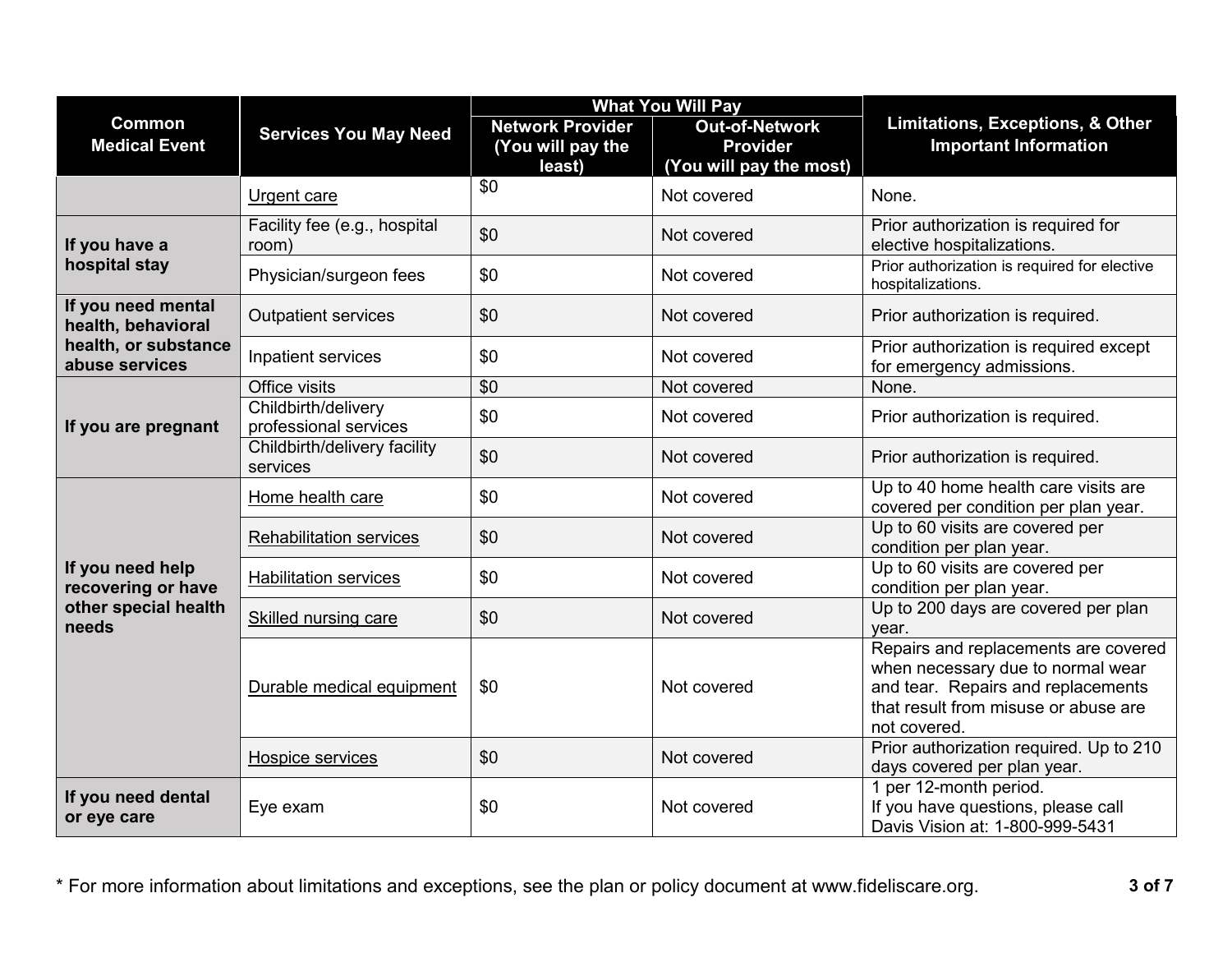| Common Medical Event | Services You May Need | What You Will Pay | | Limitations, Exceptions, & Other Important Information |
|---|---|---|---|---|
| | | Network Provider (You will pay the least) | Out-of-Network Provider (You will pay the most) | |
| | Urgent care | $0 | Not covered | None. |
| If you have a hospital stay | Facility fee (e.g., hospital room) | $0 | Not covered | Prior authorization is required for elective hospitalizations. |
| | Physician/surgeon fees | $0 | Not covered | Prior authorization is required for elective hospitalizations. |
| If you need mental health, behavioral health, or substance abuse services | Outpatient services | $0 | Not covered | Prior authorization is required. |
| | Inpatient services | $0 | Not covered | Prior authorization is required except for emergency admissions. |
| If you are pregnant | Office visits | $0 | Not covered | None. |
| | Childbirth/delivery professional services | $0 | Not covered | Prior authorization is required. |
| | Childbirth/delivery facility services | $0 | Not covered | Prior authorization is required. |
| If you need help recovering or have other special health needs | Home health care | $0 | Not covered | Up to 40 home health care visits are covered per condition per plan year. |
| | Rehabilitation services | $0 | Not covered | Up to 60 visits are covered per condition per plan year. |
| | Habilitation services | $0 | Not covered | Up to 60 visits are covered per condition per plan year. |
| | Skilled nursing care | $0 | Not covered | Up to 200 days are covered per plan year. |
| | Durable medical equipment | $0 | Not covered | Repairs and replacements are covered when necessary due to normal wear and tear. Repairs and replacements that result from misuse or abuse are not covered. |
| | Hospice services | $0 | Not covered | Prior authorization required. Up to 210 days covered per plan year. |
| If you need dental or eye care | Eye exam | $0 | Not covered | 1 per 12-month period. If you have questions, please call Davis Vision at: 1-800-999-5431 |

* For more information about limitations and exceptions, see the plan or policy document at www.fideliscare.org.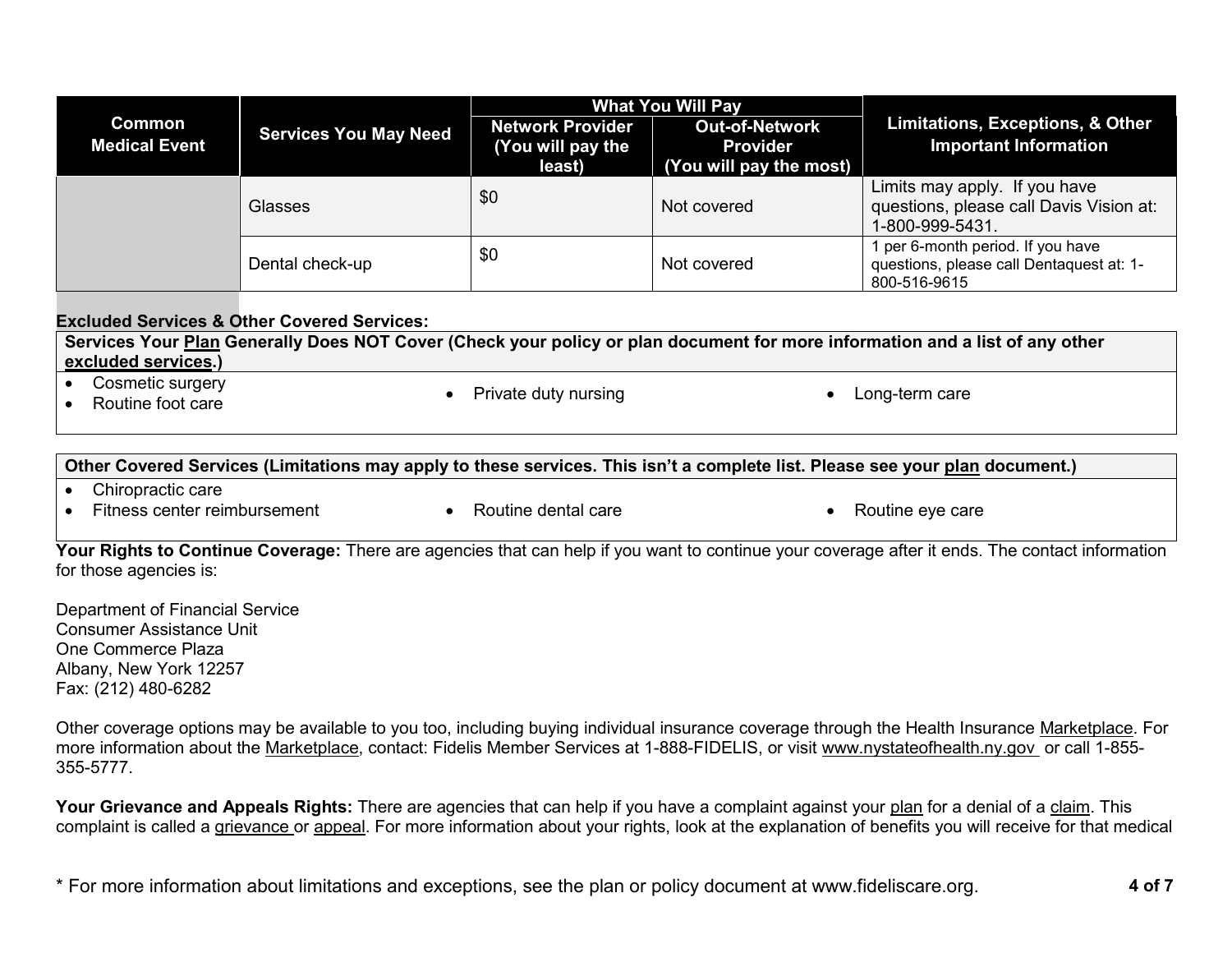| Common Medical Event | Services You May Need | What You Will Pay: Network Provider (You will pay the least) | What You Will Pay: Out-of-Network Provider (You will pay the most) | Limitations, Exceptions, & Other Important Information |
|---|---|---|---|---|
| | Glasses | $0 | Not covered | Limits may apply. If you have questions, please call Davis Vision at: 1-800-999-5431. |
| | Dental check-up | $0 | Not covered | 1 per 6-month period. If you have questions, please call Dentaquest at: 1-800-516-9615 |

**Excluded Services & Other Covered Services:**

**Services Your Plan Generally Does NOT Cover (Check your policy or plan document for more information and a list of any other excluded services.)**

- Cosmetic surgery
- Routine foot care
- Private duty nursing
- Long-term care

**Other Covered Services (Limitations may apply to these services. This isn't a complete list. Please see your plan document.)**

- Chiropractic care
- Fitness center reimbursement
- Routine dental care
- Routine eye care

**Your Rights to Continue Coverage:** There are agencies that can help if you want to continue your coverage after it ends. The contact information for those agencies is:

Department of Financial Service
Consumer Assistance Unit
One Commerce Plaza
Albany, New York 12257
Fax: (212) 480-6282

Other coverage options may be available to you too, including buying individual insurance coverage through the Health Insurance Marketplace. For more information about the Marketplace, contact: Fidelis Member Services at 1-888-FIDELIS, or visit www.nystateofhealth.ny.gov or call 1-855-355-5777.

**Your Grievance and Appeals Rights:** There are agencies that can help if you have a complaint against your plan for a denial of a claim. This complaint is called a grievance or appeal. For more information about your rights, look at the explanation of benefits you will receive for that medical

\* For more information about limitations and exceptions, see the plan or policy document at www.fideliscare.org.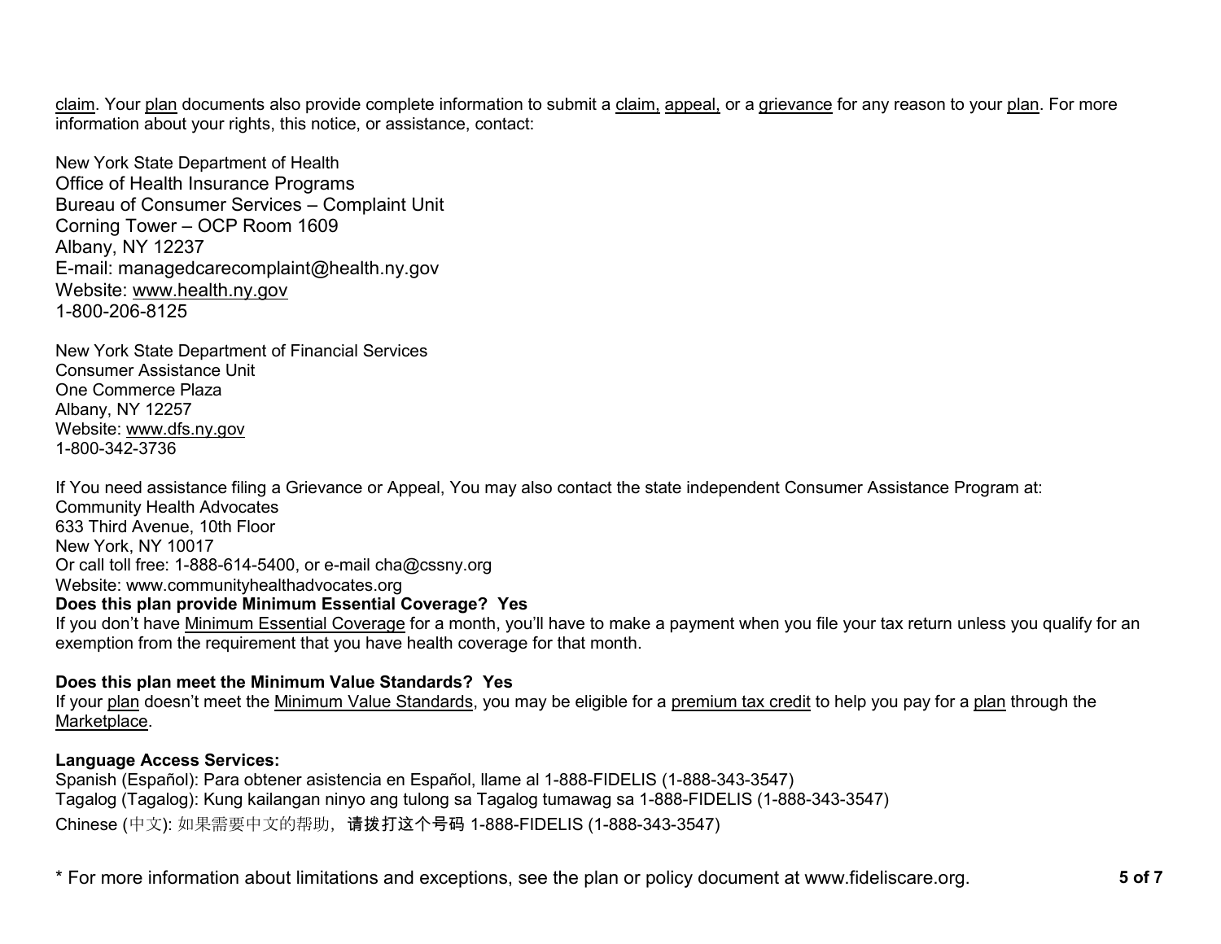claim. Your plan documents also provide complete information to submit a claim, appeal, or a grievance for any reason to your plan. For more information about your rights, this notice, or assistance, contact:

New York State Department of Health  
Office of Health Insurance Programs  
Bureau of Consumer Services – Complaint Unit  
Corning Tower – OCP Room 1609  
Albany, NY 12237  
E-mail: managedcarecomplaint@health.ny.gov  
Website: www.health.ny.gov  
1-800-206-8125

New York State Department of Financial Services  
Consumer Assistance Unit  
One Commerce Plaza  
Albany, NY 12257  
Website: www.dfs.ny.gov  
1-800-342-3736

If You need assistance filing a Grievance or Appeal, You may also contact the state independent Consumer Assistance Program at:  
Community Health Advocates  
633 Third Avenue, 10th Floor  
New York, NY 10017  
Or call toll free: 1-888-614-5400, or e-mail cha@cssny.org  
Website: www.communityhealthadvocates.org

**Does this plan provide Minimum Essential Coverage? Yes**

If you don't have Minimum Essential Coverage for a month, you'll have to make a payment when you file your tax return unless you qualify for an exemption from the requirement that you have health coverage for that month.

**Does this plan meet the Minimum Value Standards? Yes**

If your plan doesn't meet the Minimum Value Standards, you may be eligible for a premium tax credit to help you pay for a plan through the Marketplace.

**Language Access Services:**

Spanish (Español): Para obtener asistencia en Español, llame al 1-888-FIDELIS (1-888-343-3547)  
Tagalog (Tagalog): Kung kailangan ninyo ang tulong sa Tagalog tumawag sa 1-888-FIDELIS (1-888-343-3547)  
Chinese (中文): 如果需要中文的帮助，请拨打这个号码 1-888-FIDELIS (1-888-343-3547)

\* For more information about limitations and exceptions, see the plan or policy document at www.fideliscare.org.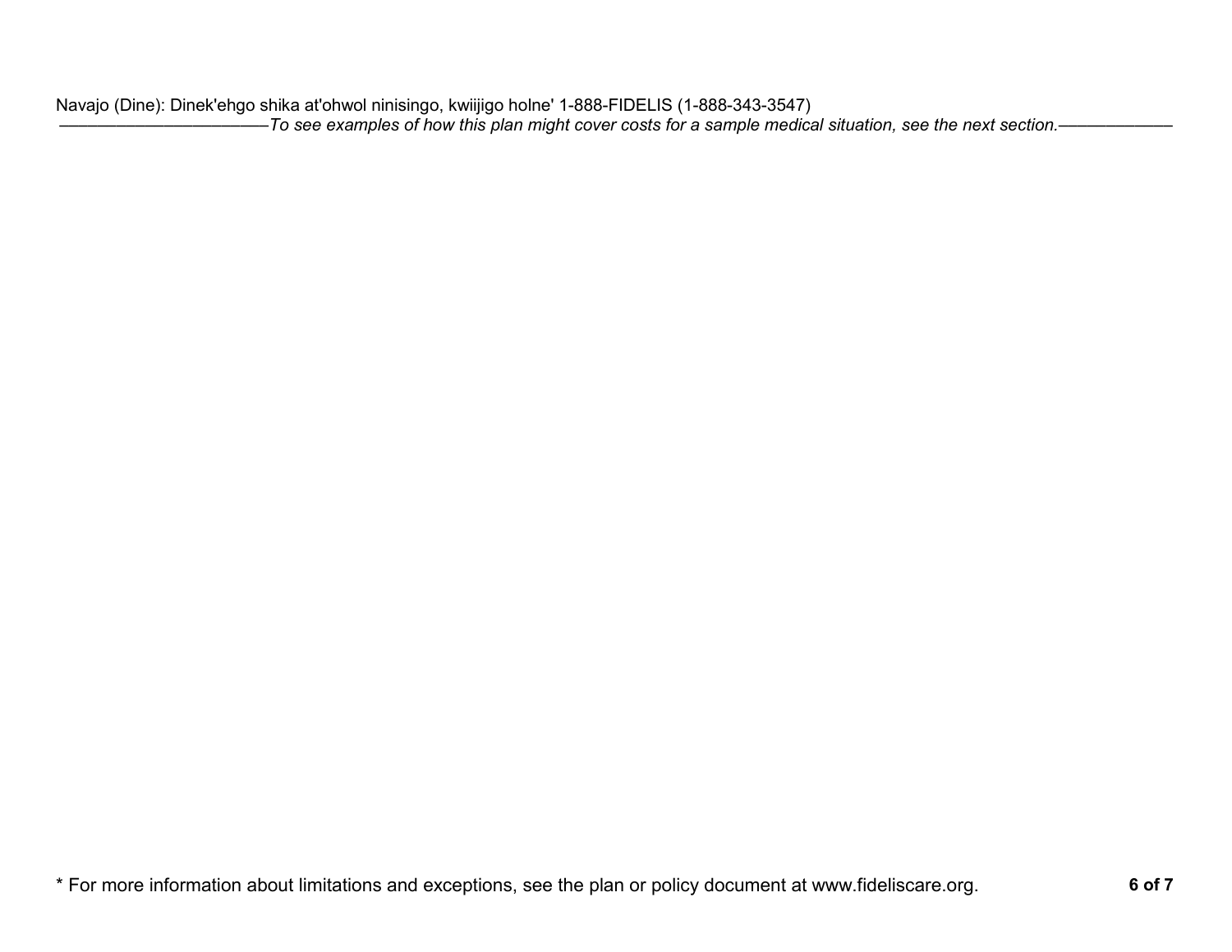Navajo (Dine): Dinek'ehgo shika at'ohwol ninisingo, kwiijigo holne' 1-888-FIDELIS (1-888-343-3547)

———————————*To see examples of how this plan might cover costs for a sample medical situation, see the next section.*———————

* For more information about limitations and exceptions, see the plan or policy document at www.fideliscare.org.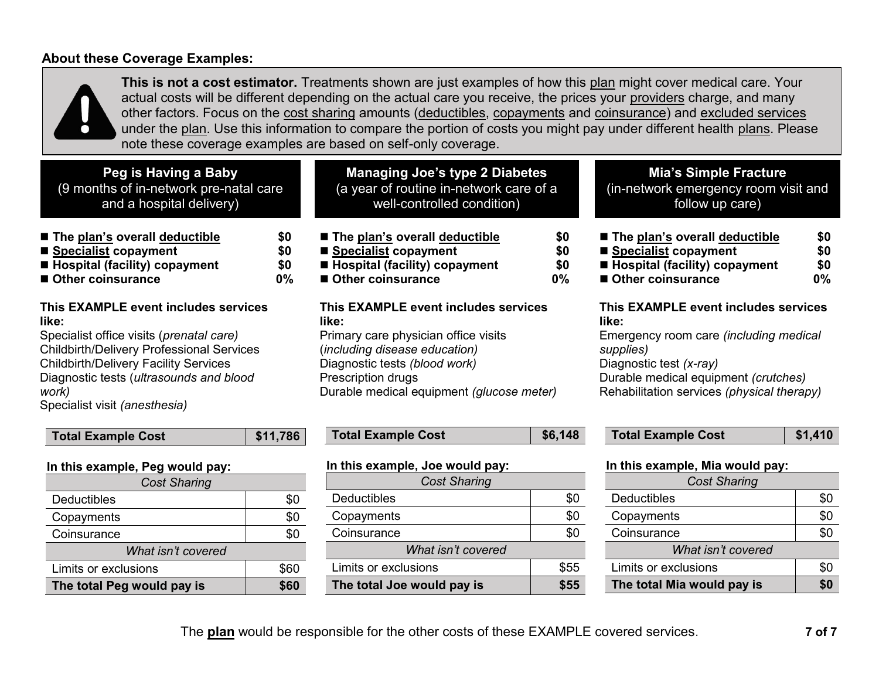**About these Coverage Examples:**

**This is not a cost estimator.** Treatments shown are just examples of how this plan might cover medical care. Your actual costs will be different depending on the actual care you receive, the prices your providers charge, and many other factors. Focus on the cost sharing amounts (deductibles, copayments and coinsurance) and excluded services under the plan. Use this information to compare the portion of costs you might pay under different health plans. Please note these coverage examples are based on self-only coverage.

## Peg is Having a Baby

(9 months of in-network pre-natal care and a hospital delivery)

| | |
|---|---|
| ■ **The plan's overall deductible** | **$0** |
| ■ **Specialist copayment** | **$0** |
| ■ **Hospital (facility) copayment** | **$0** |
| ■ **Other coinsurance** | **0%** |

**This EXAMPLE event includes services like:**
Specialist office visits (*prenatal care)*
Childbirth/Delivery Professional Services
Childbirth/Delivery Facility Services
Diagnostic tests (*ultrasounds and blood work)*
Specialist visit *(anesthesia)*

| **Total Example Cost** | **$11,786** |
|---|---|

**In this example, Peg would pay:**

| *Cost Sharing* | |
|---|---|
| Deductibles | $0 |
| Copayments | $0 |
| Coinsurance | $0 |
| *What isn't covered* | |
| Limits or exclusions | $60 |
| **The total Peg would pay is** | **$60** |

## Managing Joe's type 2 Diabetes

(a year of routine in-network care of a well-controlled condition)

| | |
|---|---|
| ■ **The plan's overall deductible** | **$0** |
| ■ **Specialist copayment** | **$0** |
| ■ **Hospital (facility) copayment** | **$0** |
| ■ **Other coinsurance** | **0%** |

**This EXAMPLE event includes services like:**
Primary care physician office visits (*including disease education)*
Diagnostic tests *(blood work)*
Prescription drugs
Durable medical equipment *(glucose meter)*

| **Total Example Cost** | **$6,148** |
|---|---|

**In this example, Joe would pay:**

| *Cost Sharing* | |
|---|---|
| Deductibles | $0 |
| Copayments | $0 |
| Coinsurance | $0 |
| *What isn't covered* | |
| Limits or exclusions | $55 |
| **The total Joe would pay is** | **$55** |

## Mia's Simple Fracture

(in-network emergency room visit and follow up care)

| | |
|---|---|
| ■ **The plan's overall deductible** | **$0** |
| ■ **Specialist copayment** | **$0** |
| ■ **Hospital (facility) copayment** | **$0** |
| ■ **Other coinsurance** | **0%** |

**This EXAMPLE event includes services like:**
Emergency room care *(including medical supplies)*
Diagnostic test *(x-ray)*
Durable medical equipment *(crutches)*
Rehabilitation services *(physical therapy)*

| **Total Example Cost** | **$1,410** |
|---|---|

**In this example, Mia would pay:**

| *Cost Sharing* | |
|---|---|
| Deductibles | $0 |
| Copayments | $0 |
| Coinsurance | $0 |
| *What isn't covered* | |
| Limits or exclusions | $0 |
| **The total Mia would pay is** | **$0** |

The **plan** would be responsible for the other costs of these EXAMPLE covered services.